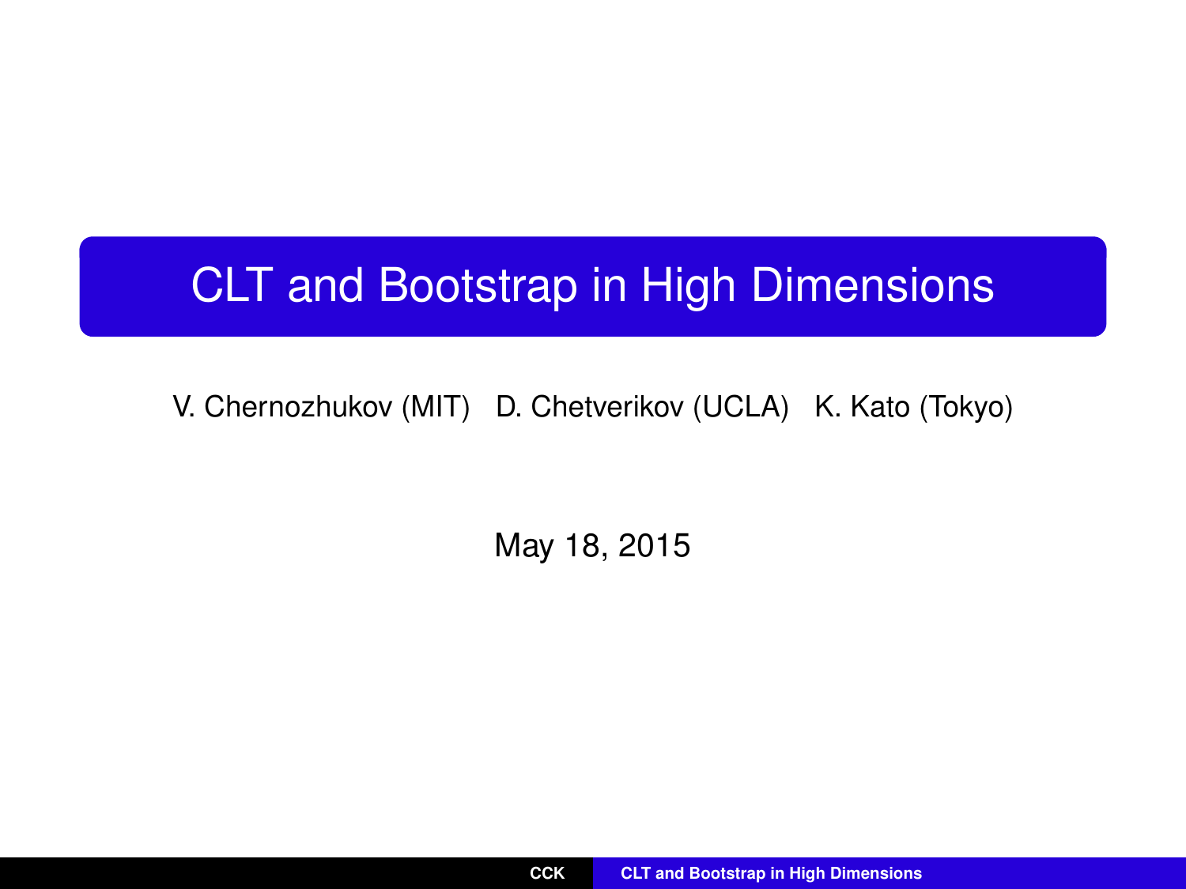# CLT and Bootstrap in High Dimensions

V. Chernozhukov (MIT) D. Chetverikov (UCLA) K. Kato (Tokyo)

May 18, 2015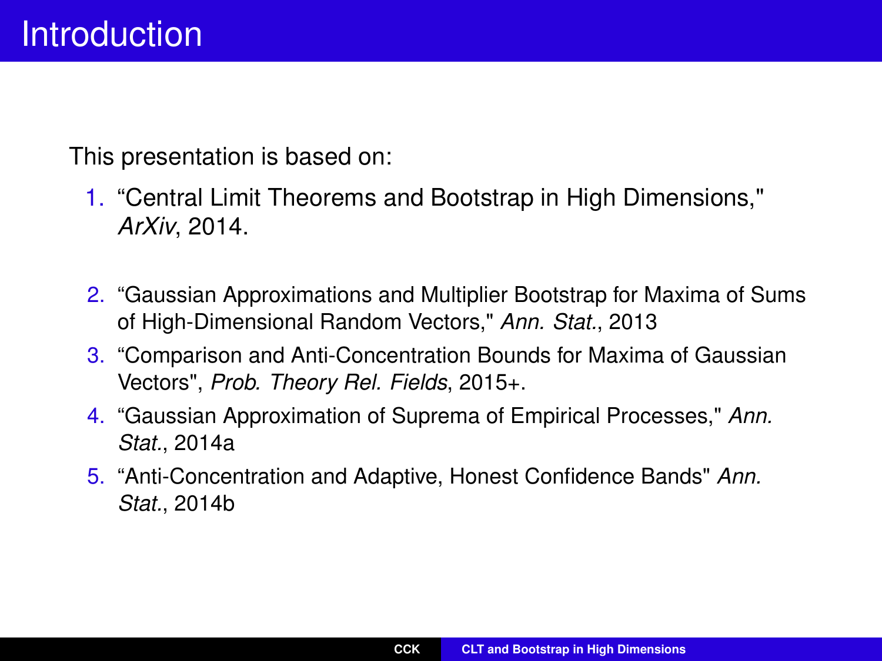# Introduction

This presentation is based on:

1. "Central Limit Theorems and Bootstrap in High Dimensions," *ArXiv*, 2014.
2. "Gaussian Approximations and Multiplier Bootstrap for Maxima of Sums of High-Dimensional Random Vectors," *Ann. Stat.*, 2013
3. "Comparison and Anti-Concentration Bounds for Maxima of Gaussian Vectors", *Prob. Theory Rel. Fields*, 2015+.
4. "Gaussian Approximation of Suprema of Empirical Processes," *Ann. Stat.*, 2014a
5. "Anti-Concentration and Adaptive, Honest Confidence Bands" *Ann. Stat.*, 2014b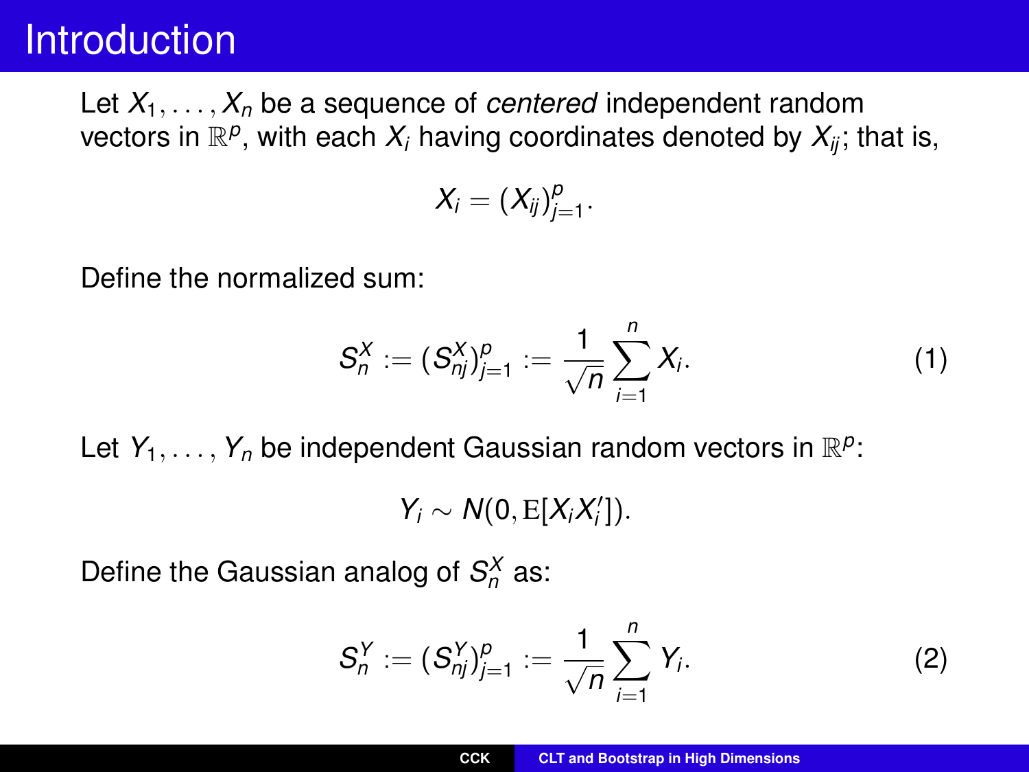# Introduction

Let $X_1, \ldots, X_n$ be a sequence of *centered* independent random vectors in $\mathbb{R}^p$, with each $X_i$ having coordinates denoted by $X_{ij}$; that is,

$$X_i = (X_{ij})_{j=1}^p.$$

Define the normalized sum:

$$S_n^X := (S_{nj}^X)_{j=1}^p := \frac{1}{\sqrt{n}} \sum_{i=1}^n X_i. \tag{1}$$

Let $Y_1, \ldots, Y_n$ be independent Gaussian random vectors in $\mathbb{R}^p$:

$$Y_i \sim N(0, \mathrm{E}[X_i X_i']).$$

Define the Gaussian analog of $S_n^X$ as:

$$S_n^Y := (S_{nj}^Y)_{j=1}^p := \frac{1}{\sqrt{n}} \sum_{i=1}^n Y_i. \tag{2}$$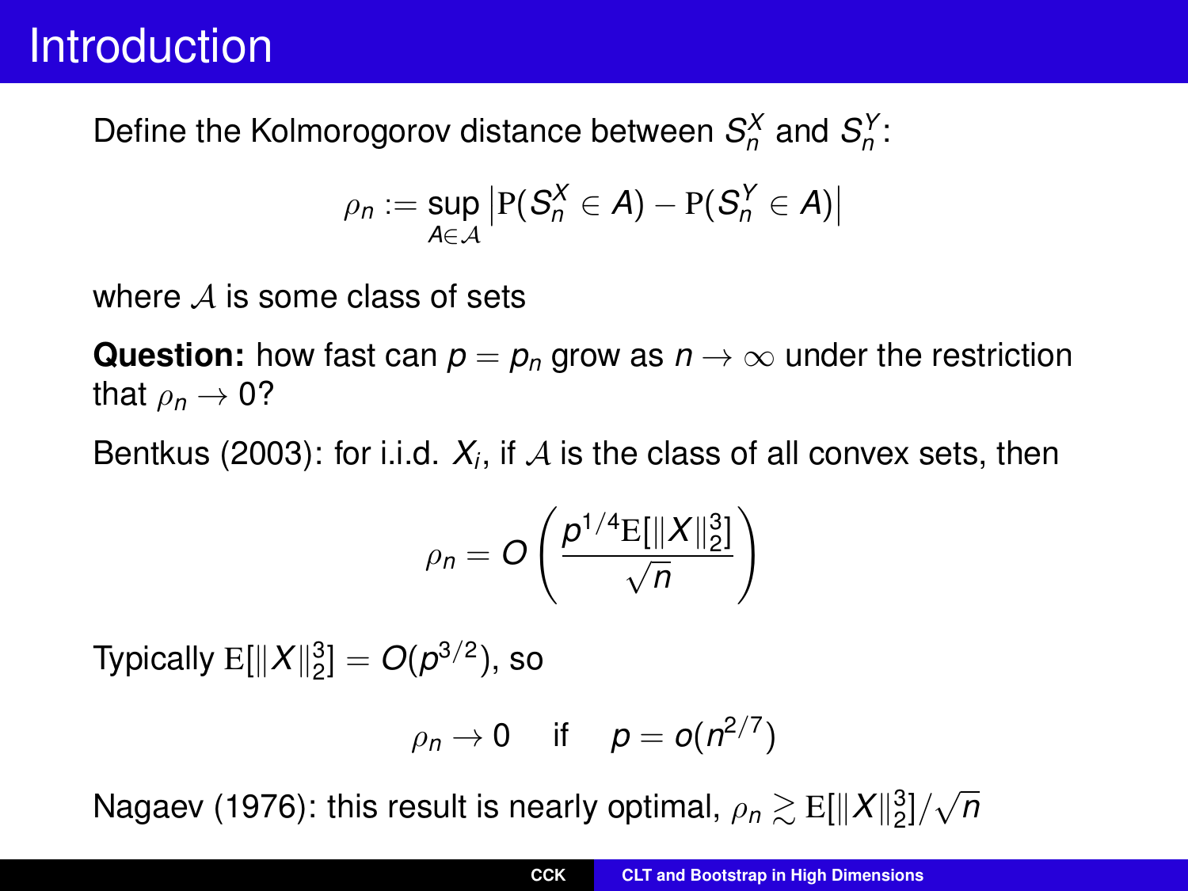# Introduction

Define the Kolmorogorov distance between $S_n^X$ and $S_n^Y$:

$$\rho_n := \sup_{A \in \mathcal{A}} \left| \mathrm{P}(S_n^X \in A) - \mathrm{P}(S_n^Y \in A) \right|$$

where $\mathcal{A}$ is some class of sets

**Question:** how fast can $p = p_n$ grow as $n \to \infty$ under the restriction that $\rho_n \to 0$?

Bentkus (2003): for i.i.d. $X_i$, if $\mathcal{A}$ is the class of all convex sets, then

$$\rho_n = O\left( \frac{p^{1/4} \mathrm{E}[\|X\|_2^3]}{\sqrt{n}} \right)$$

Typically $\mathrm{E}[\|X\|_2^3] = O(p^{3/2})$, so

$$\rho_n \to 0 \quad \text{if} \quad p = o(n^{2/7})$$

Nagaev (1976): this result is nearly optimal, $\rho_n \gtrsim \mathrm{E}[\|X\|_2^3]/\sqrt{n}$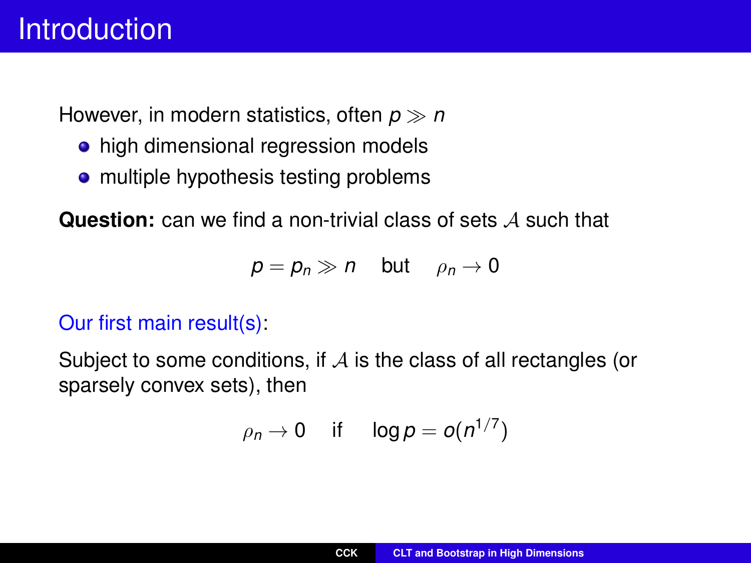# Introduction

However, in modern statistics, often $p \gg n$

- high dimensional regression models
- multiple hypothesis testing problems

**Question:** can we find a non-trivial class of sets $\mathcal{A}$ such that

$$p = p_n \gg n \quad \text{but} \quad \rho_n \to 0$$

Our first main result(s):

Subject to some conditions, if $\mathcal{A}$ is the class of all rectangles (or sparsely convex sets), then

$$\rho_n \to 0 \quad \text{if} \quad \log p = o(n^{1/7})$$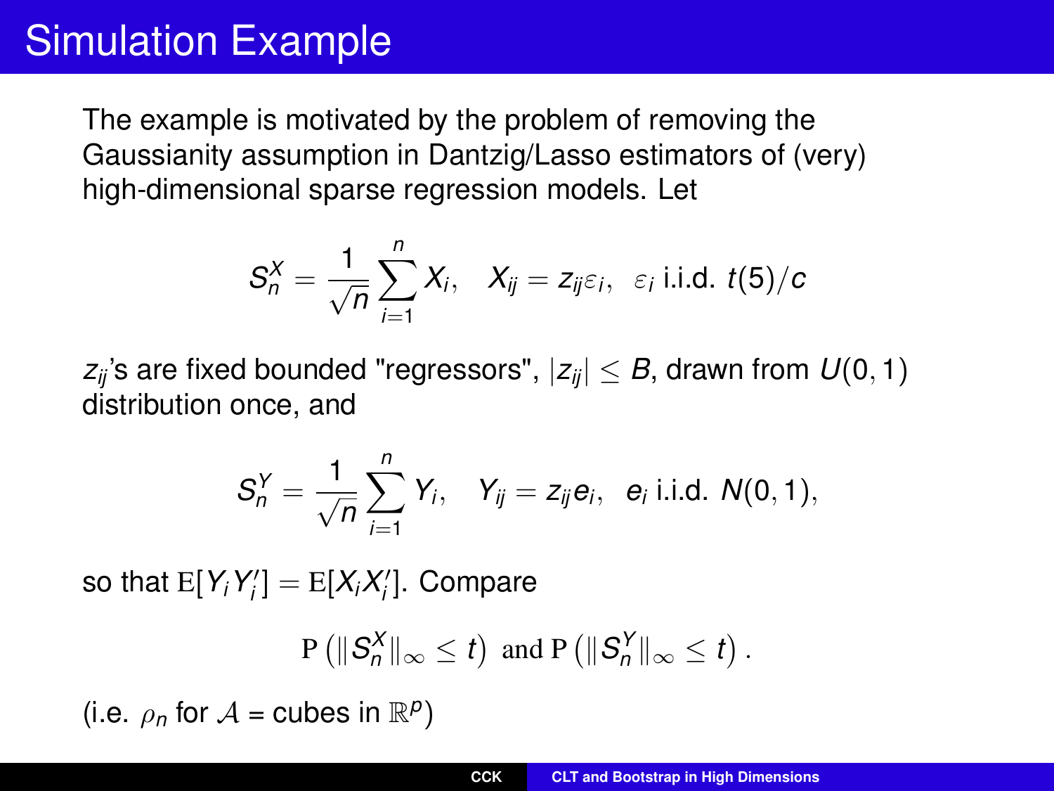# Simulation Example

The example is motivated by the problem of removing the Gaussianity assumption in Dantzig/Lasso estimators of (very) high-dimensional sparse regression models. Let

$$S_n^X = \frac{1}{\sqrt{n}} \sum_{i=1}^{n} X_i, \quad X_{ij} = z_{ij}\varepsilon_i, \ \ \varepsilon_i \text{ i.i.d. } t(5)/c$$

$z_{ij}$'s are fixed bounded "regressors", $|z_{ij}| \leq B$, drawn from $U(0,1)$ distribution once, and

$$S_n^Y = \frac{1}{\sqrt{n}} \sum_{i=1}^{n} Y_i, \quad Y_{ij} = z_{ij}e_i, \ \ e_i \text{ i.i.d. } N(0,1),$$

so that $\mathrm{E}[Y_i Y_i'] = \mathrm{E}[X_i X_i']$. Compare

$$\mathrm{P}\left(\|S_n^X\|_\infty \leq t\right) \text{ and } \mathrm{P}\left(\|S_n^Y\|_\infty \leq t\right).$$

(i.e. $\rho_n$ for $\mathcal{A}$ = cubes in $\mathbb{R}^p$)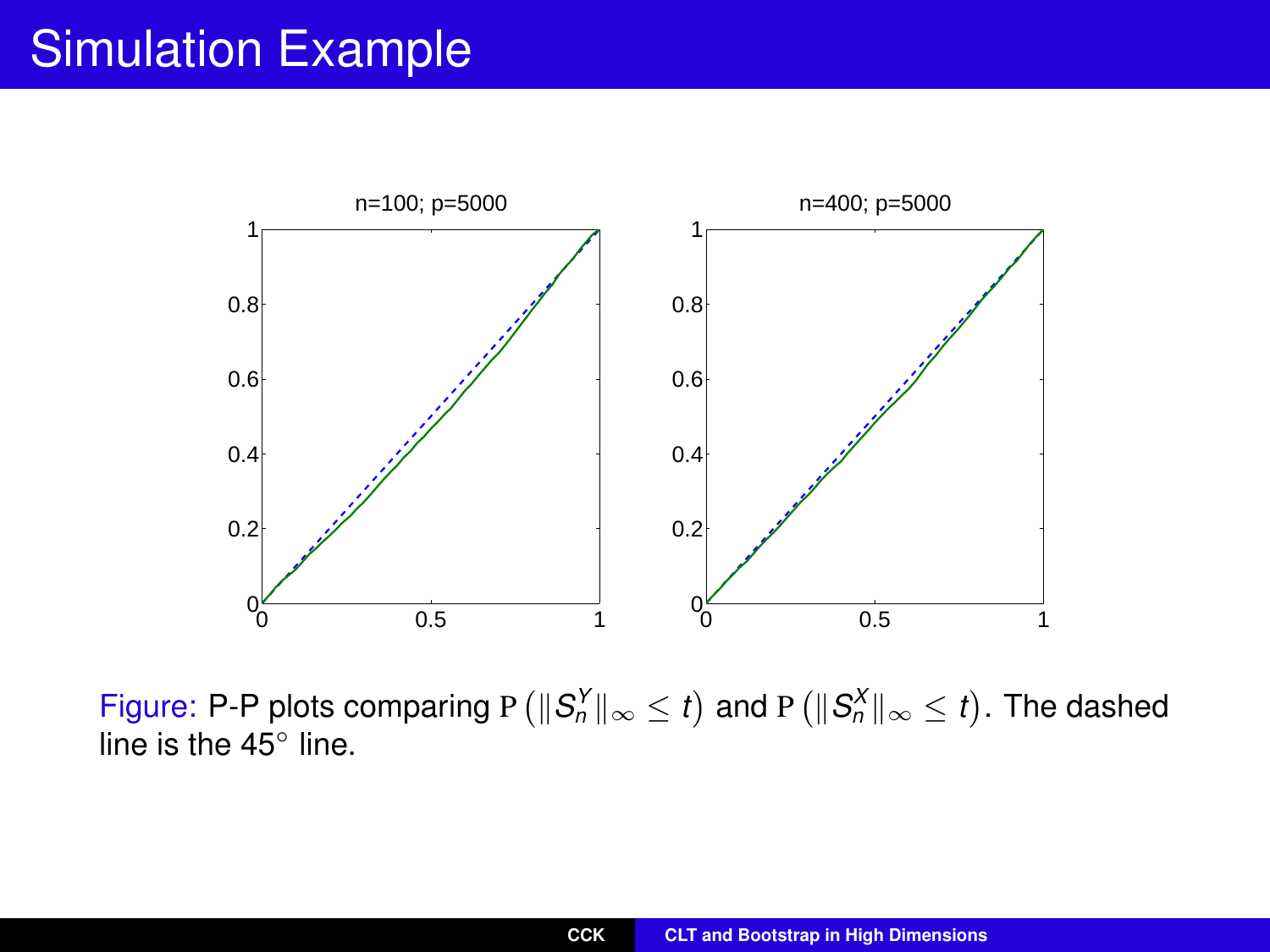# Simulation Example

Figure: P-P plots comparing $\mathrm{P}\left(\|S_n^Y\|_\infty \le t\right)$ and $\mathrm{P}\left(\|S_n^X\|_\infty \le t\right)$. The dashed line is the $45^\circ$ line.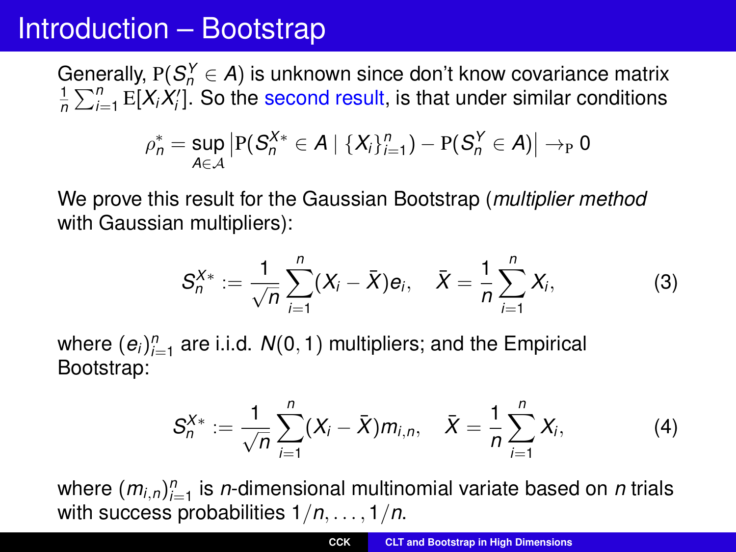# Introduction – Bootstrap

Generally, $\mathrm{P}(S_n^Y \in A)$ is unknown since don't know covariance matrix $\frac{1}{n}\sum_{i=1}^n \mathrm{E}[X_i X_i']$. So the second result, is that under similar conditions

$$\rho_n^* = \sup_{A \in \mathcal{A}} \left| \mathrm{P}(S_n^{X*} \in A \mid \{X_i\}_{i=1}^n) - \mathrm{P}(S_n^Y \in A) \right| \to_{\mathrm{P}} 0$$

We prove this result for the Gaussian Bootstrap (*multiplier method* with Gaussian multipliers):

$$S_n^{X*} := \frac{1}{\sqrt{n}} \sum_{i=1}^n (X_i - \bar{X}) e_i, \quad \bar{X} = \frac{1}{n}\sum_{i=1}^n X_i, \tag{3}$$

where $(e_i)_{i=1}^n$ are i.i.d. $N(0,1)$ multipliers; and the Empirical Bootstrap:

$$S_n^{X*} := \frac{1}{\sqrt{n}} \sum_{i=1}^n (X_i - \bar{X}) m_{i,n}, \quad \bar{X} = \frac{1}{n}\sum_{i=1}^n X_i, \tag{4}$$

where $(m_{i,n})_{i=1}^n$ is $n$-dimensional multinomial variate based on $n$ trials with success probabilities $1/n, \ldots, 1/n$.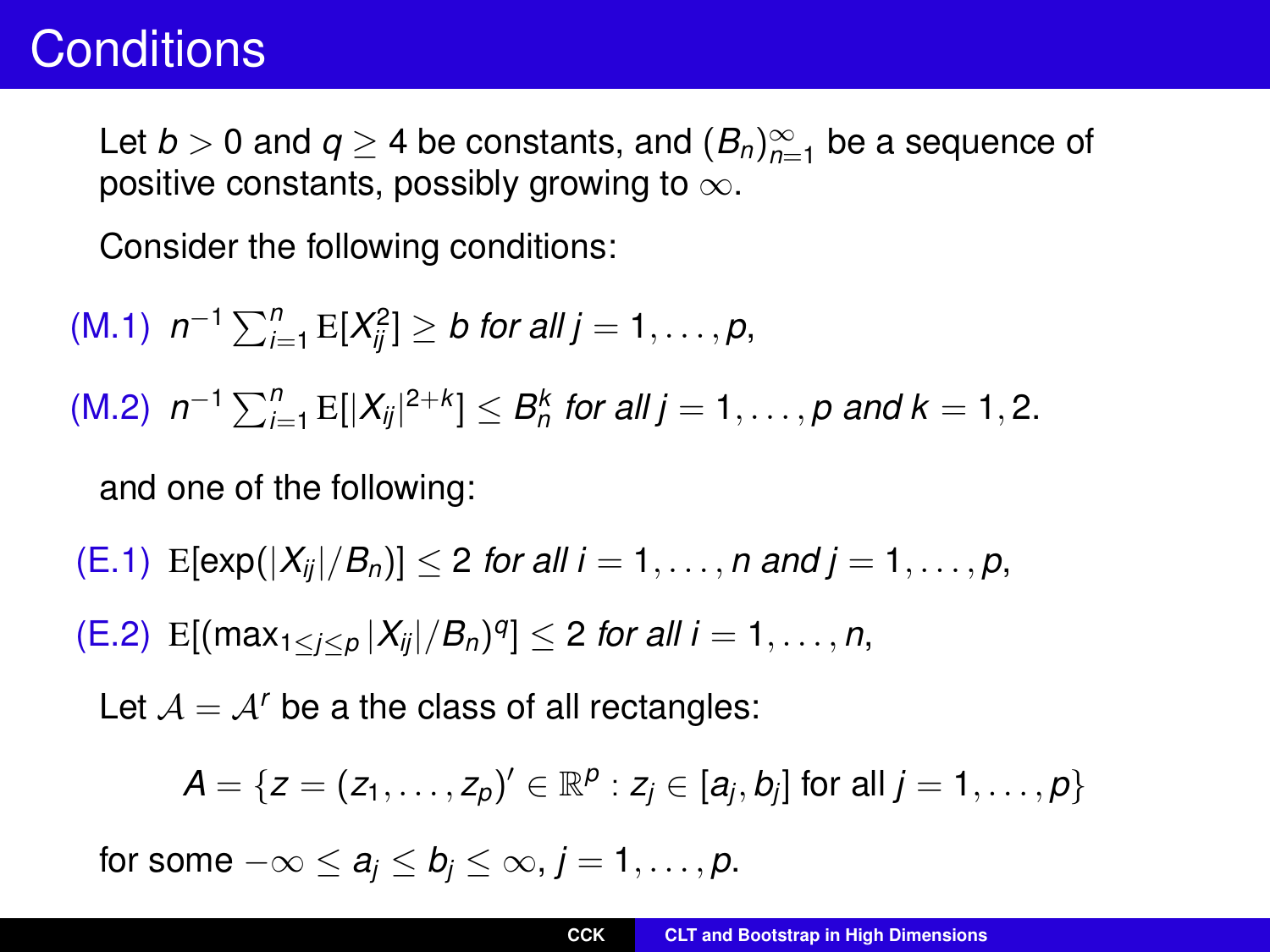# Conditions

Let $b > 0$ and $q \geq 4$ be constants, and $(B_n)_{n=1}^{\infty}$ be a sequence of positive constants, possibly growing to $\infty$.

Consider the following conditions:

(M.1) $n^{-1}\sum_{i=1}^{n} \mathrm{E}[X_{ij}^2] \geq b$ *for all* $j = 1, \ldots, p$,

(M.2) $n^{-1}\sum_{i=1}^{n} \mathrm{E}[|X_{ij}|^{2+k}] \leq B_n^k$ *for all* $j = 1, \ldots, p$ *and* $k = 1, 2$.

and one of the following:

(E.1) $\mathrm{E}[\exp(|X_{ij}|/B_n)] \leq 2$ *for all* $i = 1, \ldots, n$ *and* $j = 1, \ldots, p$,

(E.2) $\mathrm{E}[(\max_{1 \leq j \leq p} |X_{ij}|/B_n)^q] \leq 2$ *for all* $i = 1, \ldots, n$,

Let $\mathcal{A} = \mathcal{A}^r$ be a the class of all rectangles:

$$A = \{z = (z_1, \ldots, z_p)' \in \mathbb{R}^p : z_j \in [a_j, b_j] \text{ for all } j = 1, \ldots, p\}$$

for some $-\infty \leq a_j \leq b_j \leq \infty$, $j = 1, \ldots, p$.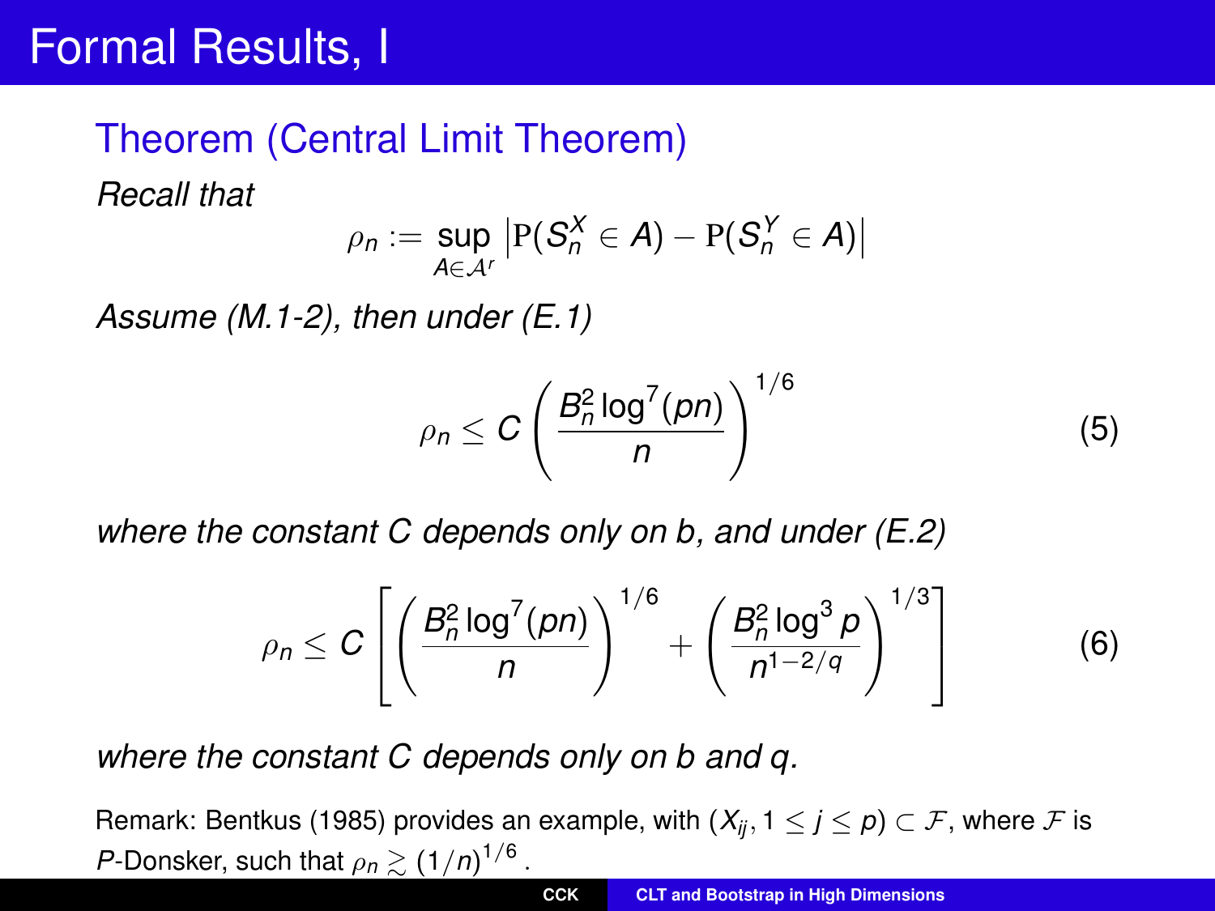# Formal Results, I

## Theorem (Central Limit Theorem)

*Recall that*

$$\rho_n := \sup_{A \in \mathcal{A}^r} \left| \mathrm{P}(S_n^X \in A) - \mathrm{P}(S_n^Y \in A) \right|$$

*Assume (M.1-2), then under (E.1)*

$$\rho_n \leq C \left( \frac{B_n^2 \log^7(pn)}{n} \right)^{1/6} \tag{5}$$

*where the constant $C$ depends only on $b$, and under (E.2)*

$$\rho_n \leq C \left[ \left( \frac{B_n^2 \log^7(pn)}{n} \right)^{1/6} + \left( \frac{B_n^2 \log^3 p}{n^{1-2/q}} \right)^{1/3} \right] \tag{6}$$

*where the constant $C$ depends only on $b$ and $q$.*

Remark: Bentkus (1985) provides an example, with $(X_{ij}, 1 \leq j \leq p) \subset \mathcal{F}$, where $\mathcal{F}$ is $P$-Donsker, such that $\rho_n \gtrsim (1/n)^{1/6}$.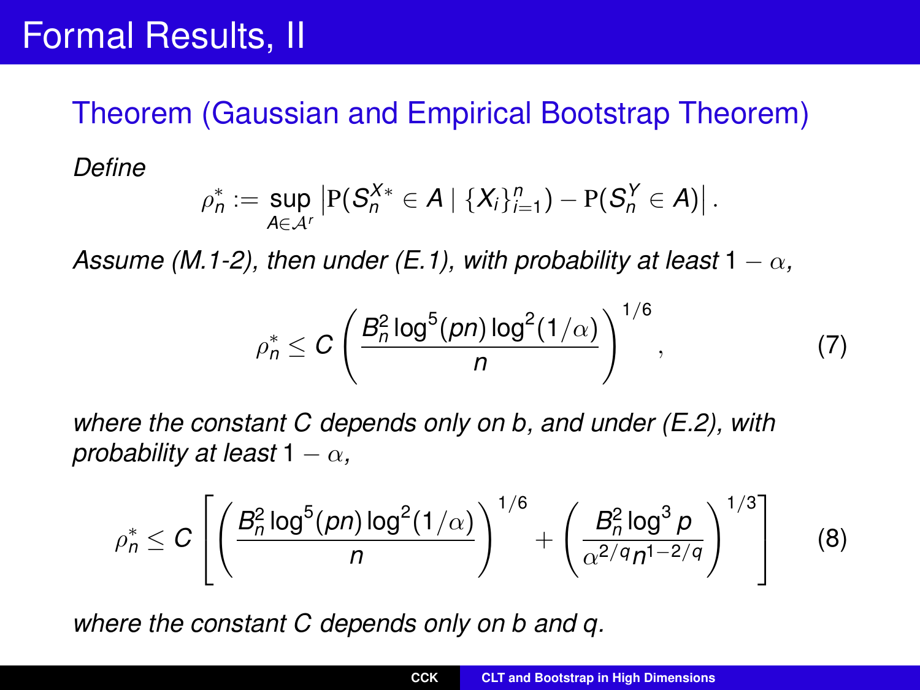# Formal Results, II

## Theorem (Gaussian and Empirical Bootstrap Theorem)

*Define*

$$\rho_n^* := \sup_{A \in \mathcal{A}^r} \left| \mathrm{P}(S_n^{X*} \in A \mid \{X_i\}_{i=1}^n) - \mathrm{P}(S_n^Y \in A) \right| .$$

*Assume (M.1-2), then under (E.1), with probability at least* $1 - \alpha$*,*

$$\rho_n^* \leq C \left( \frac{B_n^2 \log^5(pn) \log^2(1/\alpha)}{n} \right)^{1/6}, \tag{7}$$

*where the constant C depends only on b, and under (E.2), with probability at least* $1 - \alpha$*,*

$$\rho_n^* \leq C \left[ \left( \frac{B_n^2 \log^5(pn) \log^2(1/\alpha)}{n} \right)^{1/6} + \left( \frac{B_n^2 \log^3 p}{\alpha^{2/q} n^{1-2/q}} \right)^{1/3} \right] \tag{8}$$

*where the constant C depends only on b and q.*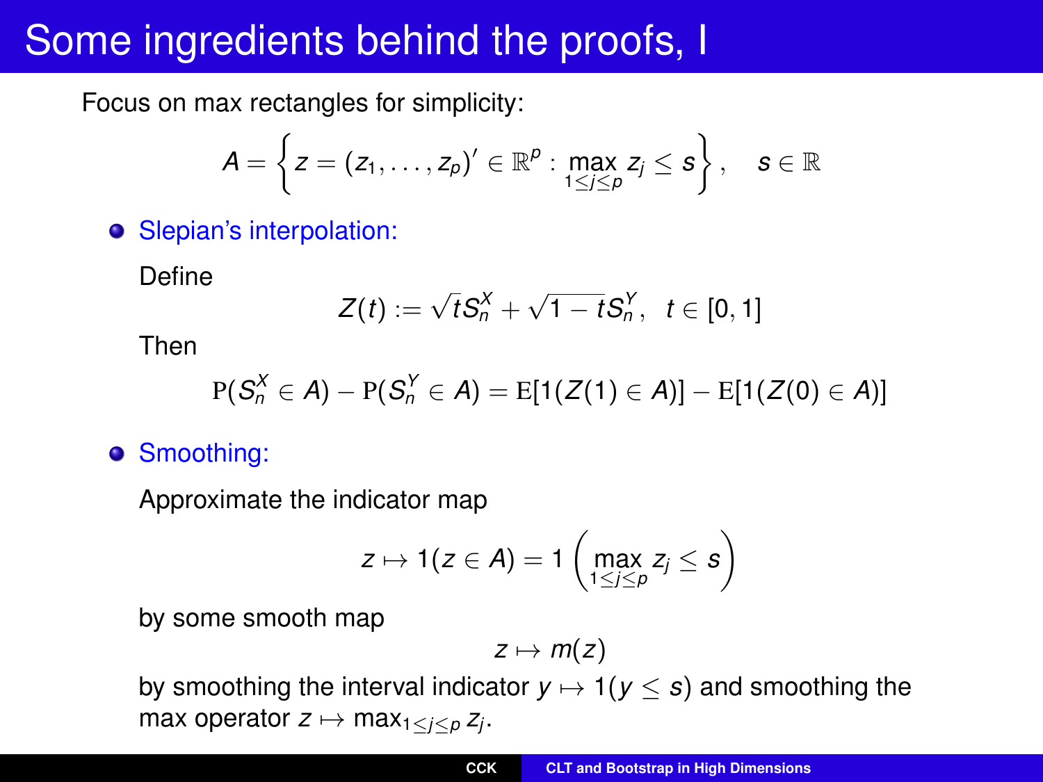# Some ingredients behind the proofs, I

Focus on max rectangles for simplicity:

$$A = \left\{ z = (z_1, \ldots, z_p)' \in \mathbb{R}^p : \max_{1 \le j \le p} z_j \le s \right\}, \quad s \in \mathbb{R}$$

- Slepian's interpolation:

  Define

  $$Z(t) := \sqrt{t} S_n^X + \sqrt{1-t} S_n^Y, \quad t \in [0,1]$$

  Then

  $$\mathrm{P}(S_n^X \in A) - \mathrm{P}(S_n^Y \in A) = \mathrm{E}[1(Z(1) \in A)] - \mathrm{E}[1(Z(0) \in A)]$$

- Smoothing:

  Approximate the indicator map

  $$z \mapsto 1(z \in A) = 1\left( \max_{1 \le j \le p} z_j \le s \right)$$

  by some smooth map

  $$z \mapsto m(z)$$

  by smoothing the interval indicator $y \mapsto 1(y \le s)$ and smoothing the max operator $z \mapsto \max_{1 \le j \le p} z_j$.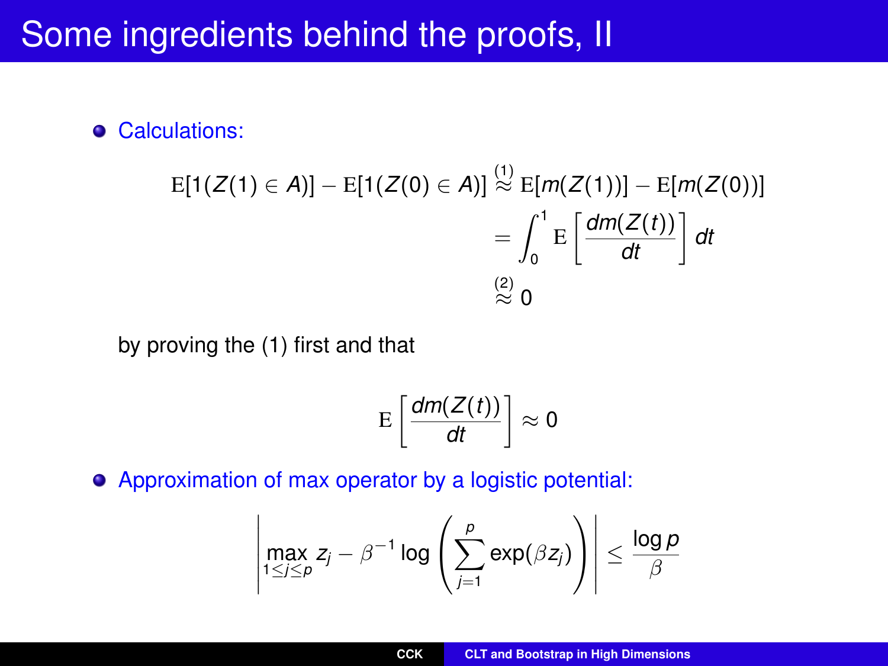# Some ingredients behind the proofs, II

- Calculations:

$$
\begin{aligned}
\mathrm{E}[1(Z(1) \in A)] - \mathrm{E}[1(Z(0) \in A)] &\overset{(1)}{\approx} \mathrm{E}[m(Z(1))] - \mathrm{E}[m(Z(0))] \\
&= \int_0^1 \mathrm{E}\left[\frac{dm(Z(t))}{dt}\right] dt \\
&\overset{(2)}{\approx} 0
\end{aligned}
$$

  by proving the (1) first and that

$$
\mathrm{E}\left[\frac{dm(Z(t))}{dt}\right] \approx 0
$$

- Approximation of max operator by a logistic potential:

$$
\left| \max_{1 \le j \le p} z_j - \beta^{-1} \log\left(\sum_{j=1}^{p} \exp(\beta z_j)\right) \right| \le \frac{\log p}{\beta}
$$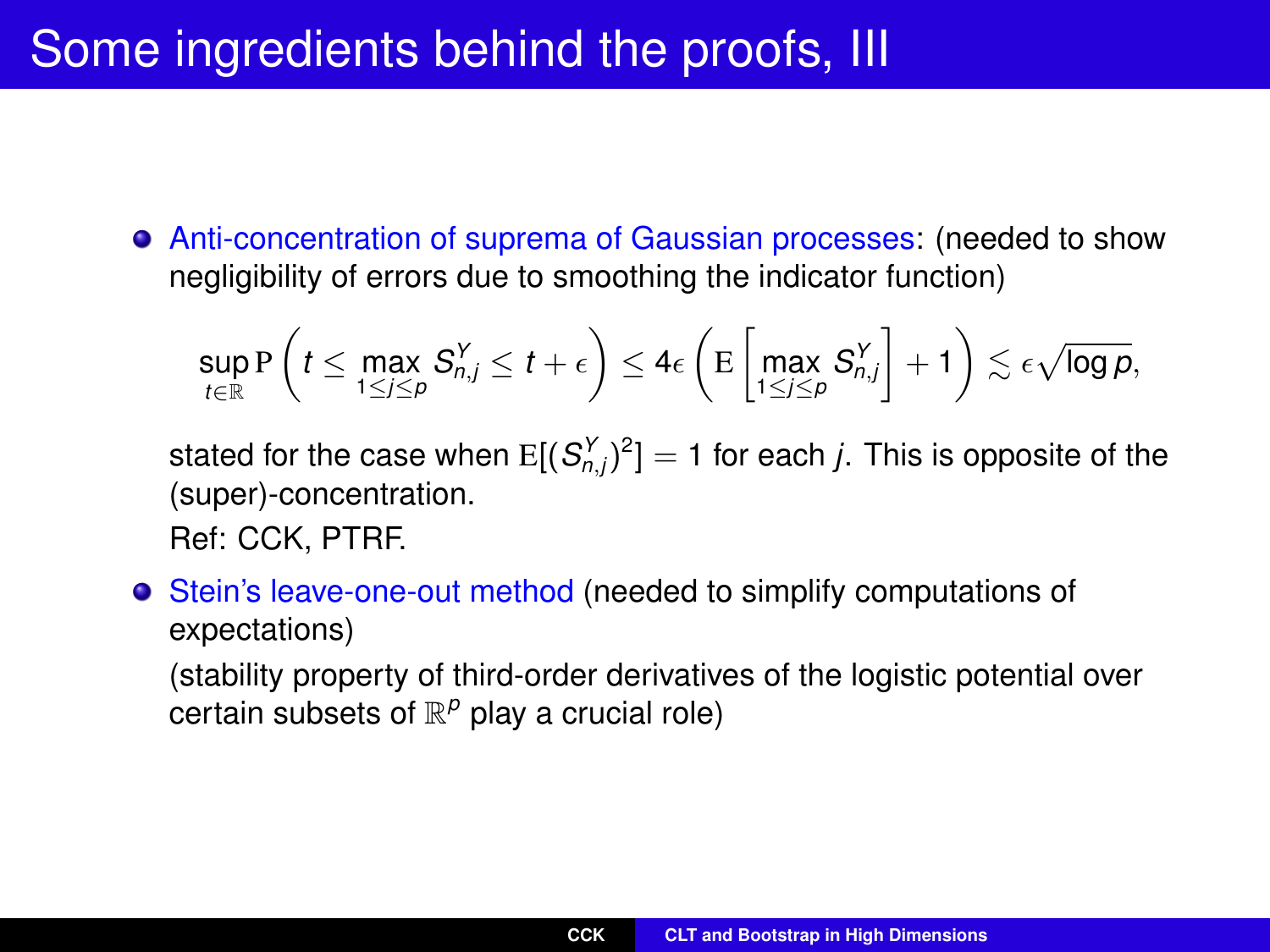# Some ingredients behind the proofs, III

- Anti-concentration of suprema of Gaussian processes: (needed to show negligibility of errors due to smoothing the indicator function)

$$\sup_{t \in \mathbb{R}} \mathrm{P}\left( t \le \max_{1 \le j \le p} S_{n,j}^Y \le t + \epsilon \right) \le 4\epsilon \left( \mathrm{E}\left[ \max_{1 \le j \le p} S_{n,j}^Y \right] + 1 \right) \lesssim \epsilon \sqrt{\log p},$$

  stated for the case when $\mathrm{E}[(S_{n,j}^Y)^2] = 1$ for each $j$. This is opposite of the (super)-concentration.

  Ref: CCK, PTRF.

- Stein's leave-one-out method (needed to simplify computations of expectations)

  (stability property of third-order derivatives of the logistic potential over certain subsets of $\mathbb{R}^p$ play a crucial role)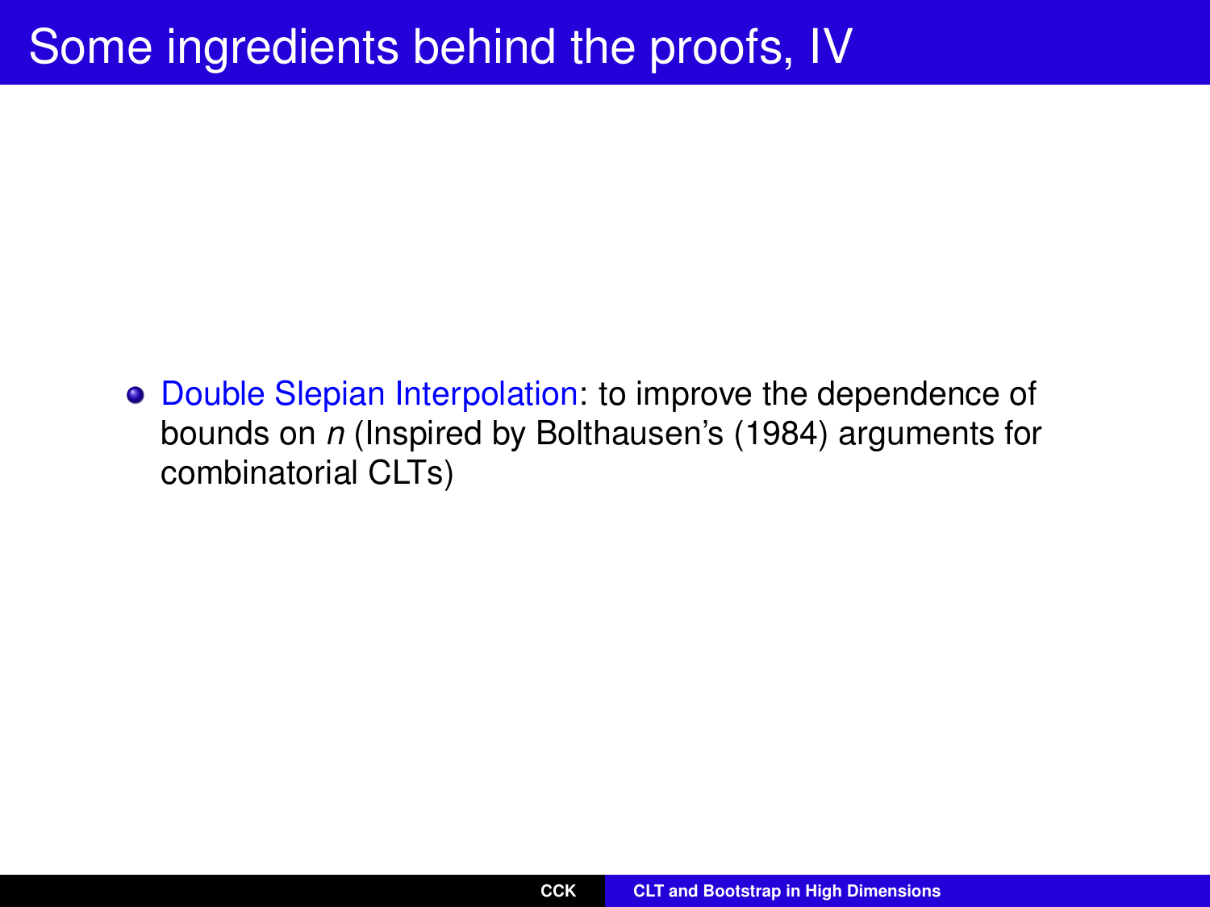# Some ingredients behind the proofs, IV

- Double Slepian Interpolation: to improve the dependence of bounds on $n$ (Inspired by Bolthausen's (1984) arguments for combinatorial CLTs)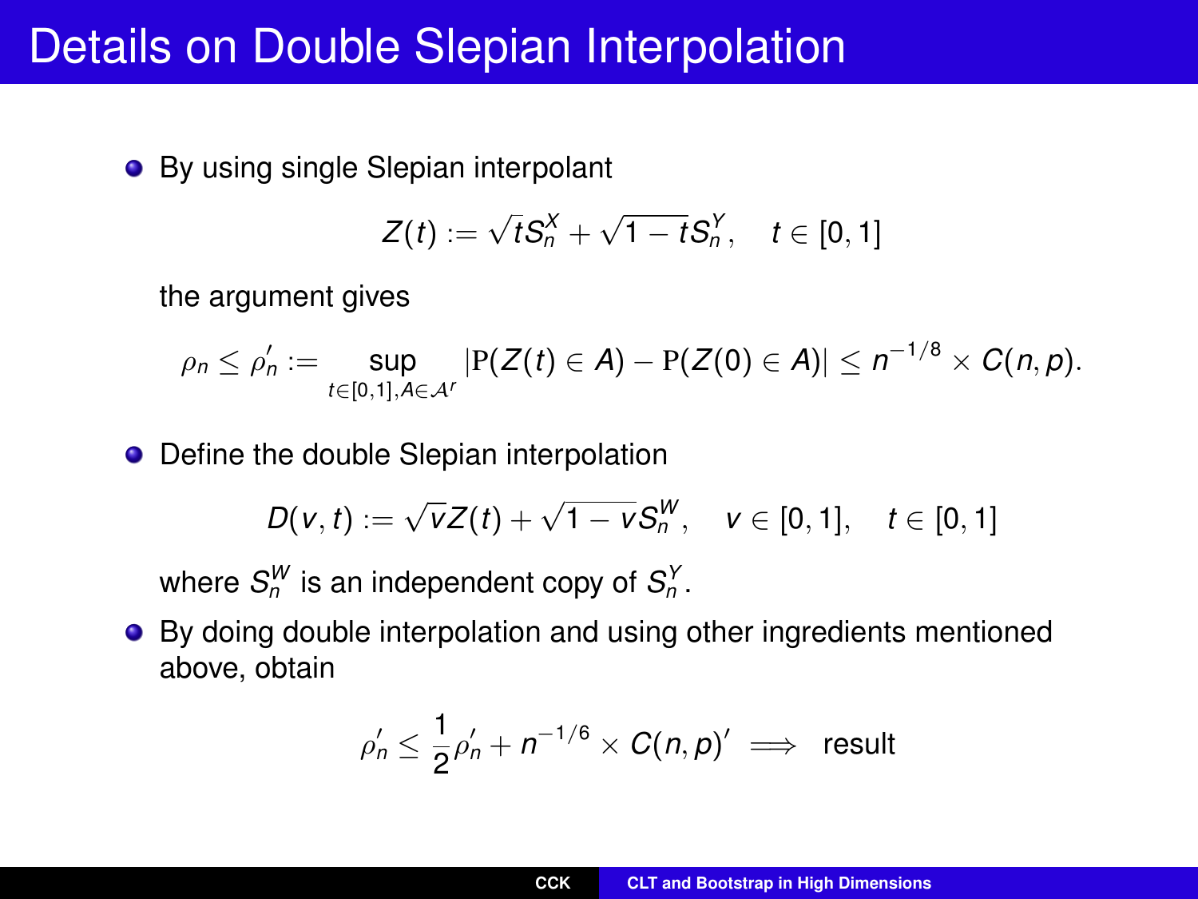# Details on Double Slepian Interpolation

- By using single Slepian interpolant

$$Z(t) := \sqrt{t}S_n^X + \sqrt{1-t}S_n^Y, \quad t \in [0,1]$$

  the argument gives

$$\rho_n \leq \rho_n' := \sup_{t\in[0,1], A \in \mathcal{A}^r} |\mathrm{P}(Z(t) \in A) - \mathrm{P}(Z(0) \in A)| \leq n^{-1/8} \times C(n,p).$$

- Define the double Slepian interpolation

$$D(v,t) := \sqrt{v}Z(t) + \sqrt{1-v}S_n^W, \quad v \in [0,1], \quad t \in [0,1]$$

  where $S_n^W$ is an independent copy of $S_n^Y$.

- By doing double interpolation and using other ingredients mentioned above, obtain

$$\rho_n' \leq \frac{1}{2}\rho_n' + n^{-1/6} \times C(n,p)' \implies \text{result}$$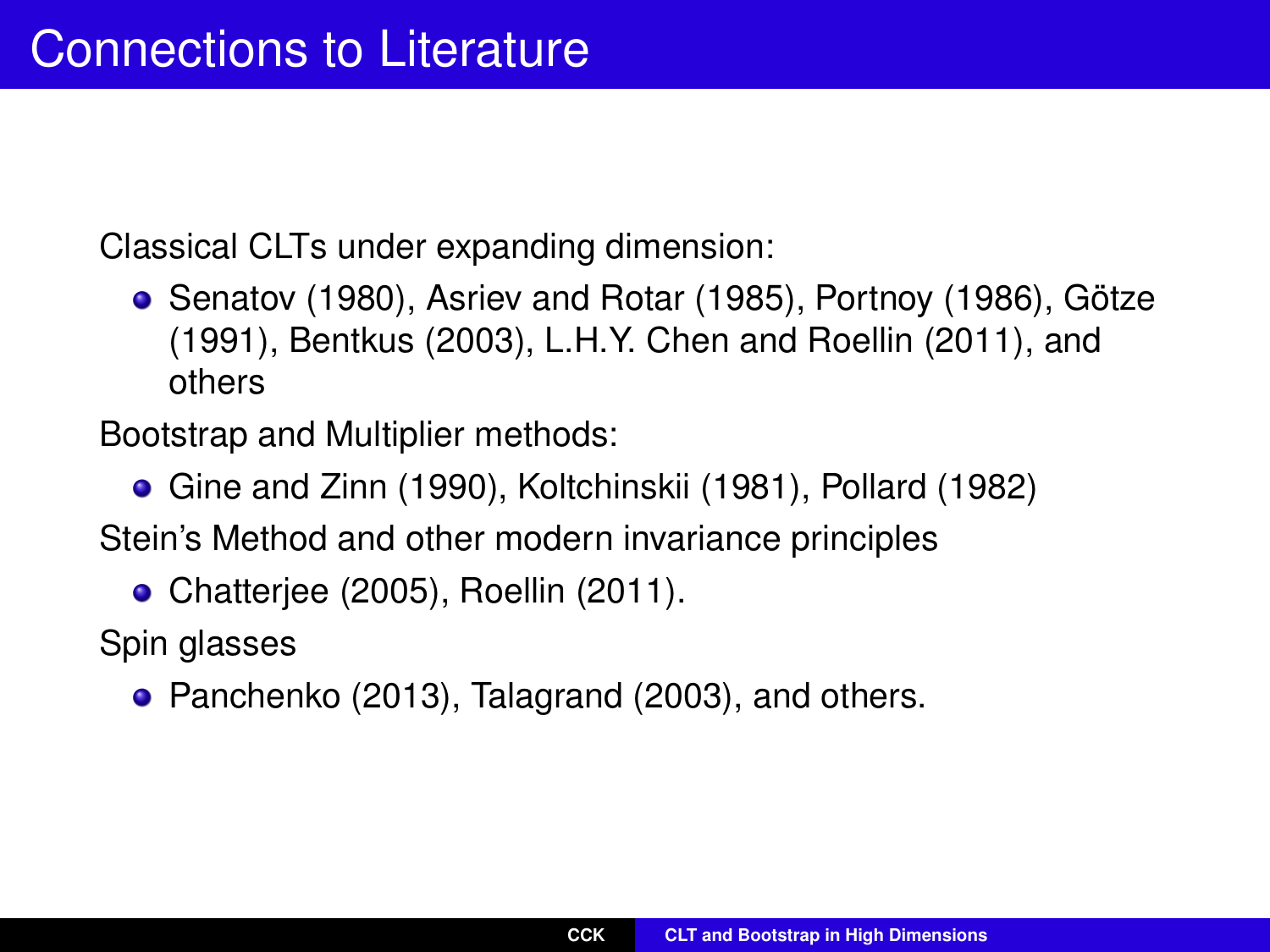# Connections to Literature

Classical CLTs under expanding dimension:

- Senatov (1980), Asriev and Rotar (1985), Portnoy (1986), Götze (1991), Bentkus (2003), L.H.Y. Chen and Roellin (2011), and others

Bootstrap and Multiplier methods:

- Gine and Zinn (1990), Koltchinskii (1981), Pollard (1982)

Stein's Method and other modern invariance principles

- Chatterjee (2005), Roellin (2011).

Spin glasses

- Panchenko (2013), Talagrand (2003), and others.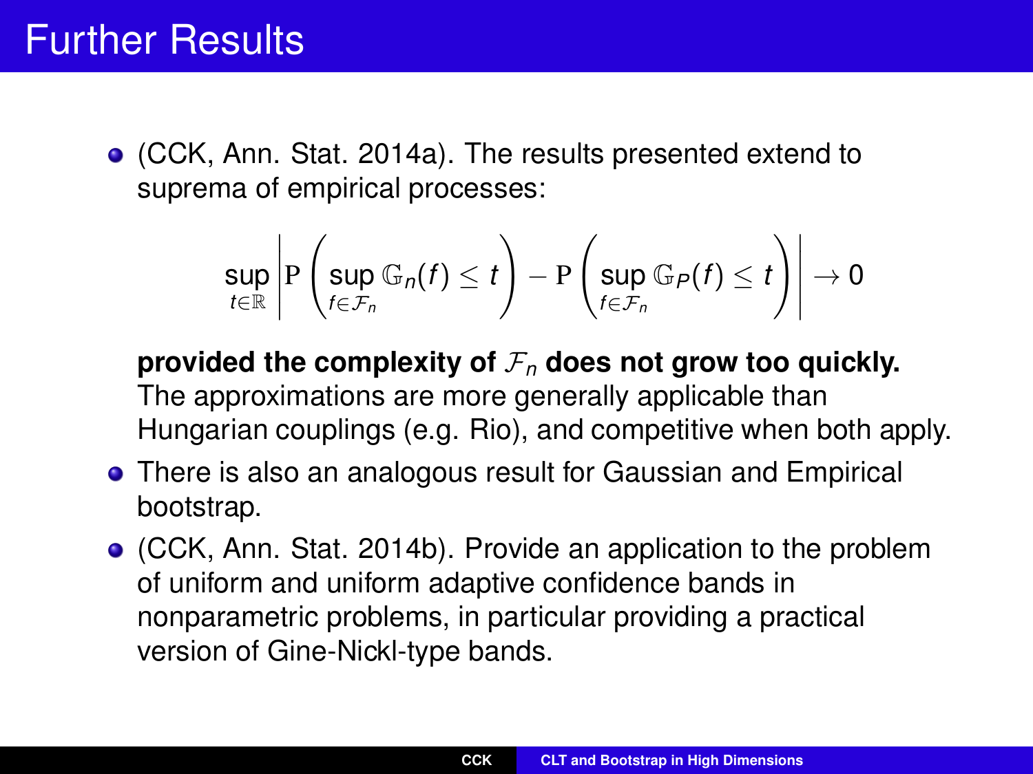# Further Results

- (CCK, Ann. Stat. 2014a). The results presented extend to suprema of empirical processes:

$$\sup_{t \in \mathbb{R}} \left| \mathrm{P}\left( \sup_{f \in \mathcal{F}_n} \mathbb{G}_n(f) \leq t \right) - \mathrm{P}\left( \sup_{f \in \mathcal{F}_n} \mathbb{G}_P(f) \leq t \right) \right| \to 0$$

  **provided the complexity of $\mathcal{F}_n$ does not grow too quickly.** The approximations are more generally applicable than Hungarian couplings (e.g. Rio), and competitive when both apply.

- There is also an analogous result for Gaussian and Empirical bootstrap.
- (CCK, Ann. Stat. 2014b). Provide an application to the problem of uniform and uniform adaptive confidence bands in nonparametric problems, in particular providing a practical version of Gine-Nickl-type bands.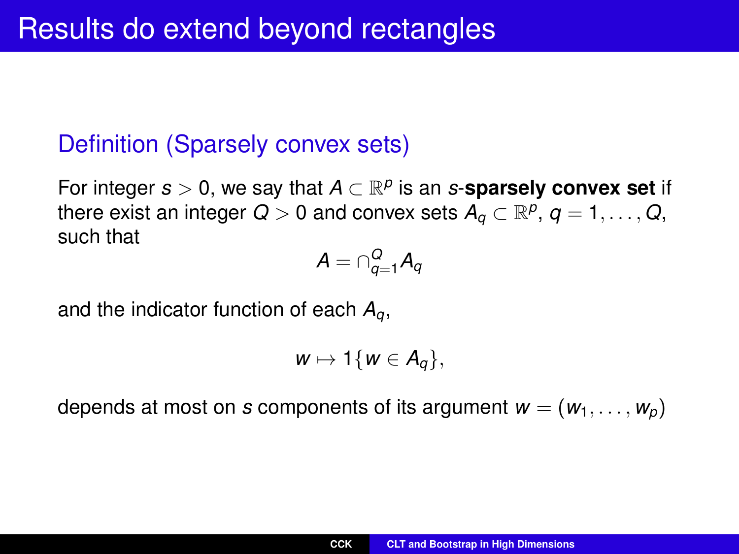# Results do extend beyond rectangles

### Definition (Sparsely convex sets)

For integer $s > 0$, we say that $A \subset \mathbb{R}^p$ is an $s$-**sparsely convex set** if there exist an integer $Q > 0$ and convex sets $A_q \subset \mathbb{R}^p$, $q = 1, \dots, Q$, such that

$$A = \cap_{q=1}^{Q} A_q$$

and the indicator function of each $A_q$,

$$w \mapsto 1\{w \in A_q\},$$

depends at most on $s$ components of its argument $w = (w_1, \dots, w_p)$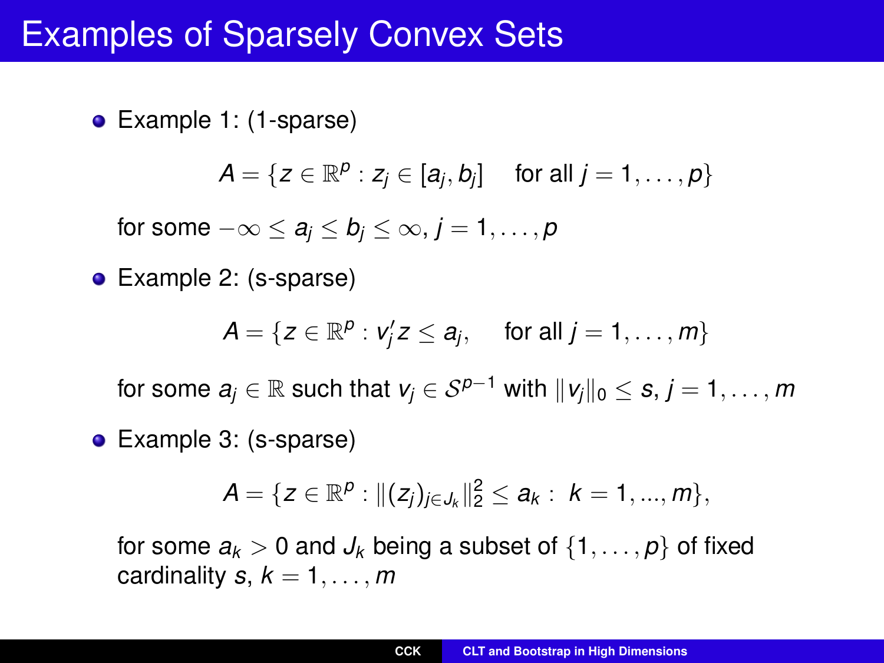# Examples of Sparsely Convex Sets

- Example 1: (1-sparse)

$$A = \{z \in \mathbb{R}^p : z_j \in [a_j, b_j] \quad \text{for all } j = 1, \dots, p\}$$

for some $-\infty \leq a_j \leq b_j \leq \infty$, $j = 1, \dots, p$

- Example 2: (s-sparse)

$$A = \{z \in \mathbb{R}^p : v_j' z \leq a_j, \quad \text{for all } j = 1, \dots, m\}$$

for some $a_j \in \mathbb{R}$ such that $v_j \in \mathcal{S}^{p-1}$ with $\|v_j\|_0 \leq s$, $j = 1, \dots, m$

- Example 3: (s-sparse)

$$A = \{z \in \mathbb{R}^p : \|(z_j)_{j \in J_k}\|_2^2 \leq a_k : \ k = 1, ..., m\},$$

for some $a_k > 0$ and $J_k$ being a subset of $\{1, \dots, p\}$ of fixed cardinality $s$, $k = 1, \dots, m$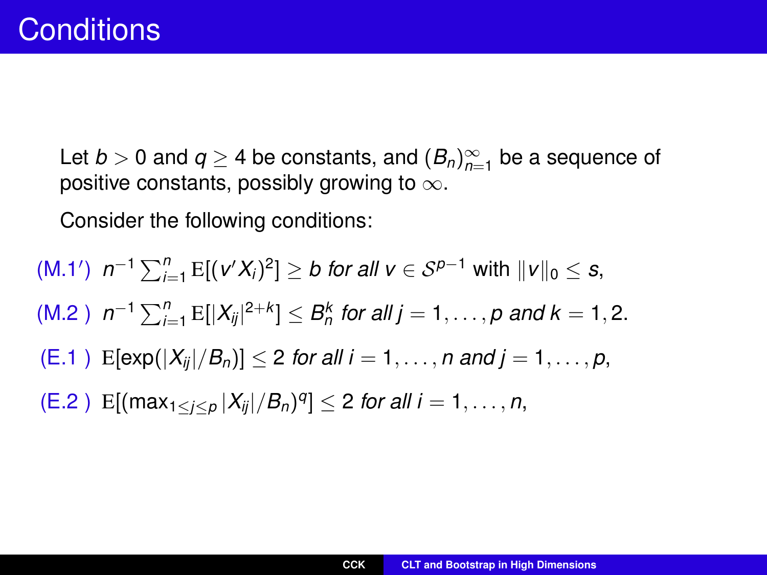# Conditions

Let $b > 0$ and $q \geq 4$ be constants, and $(B_n)_{n=1}^{\infty}$ be a sequence of positive constants, possibly growing to $\infty$.

Consider the following conditions:

(M.1′) $n^{-1} \sum_{i=1}^{n} \mathrm{E}[(v' X_i)^2] \geq b$ *for all* $v \in \mathcal{S}^{p-1}$ with $\|v\|_0 \leq s$,

(M.2 ) $n^{-1} \sum_{i=1}^{n} \mathrm{E}[|X_{ij}|^{2+k}] \leq B_n^k$ *for all* $j = 1, \ldots, p$ *and* $k = 1, 2$.

(E.1 ) $\mathrm{E}[\exp(|X_{ij}|/B_n)] \leq 2$ *for all* $i = 1, \ldots, n$ *and* $j = 1, \ldots, p$,

(E.2 ) $\mathrm{E}[(\max_{1 \leq j \leq p} |X_{ij}|/B_n)^q] \leq 2$ *for all* $i = 1, \ldots, n$,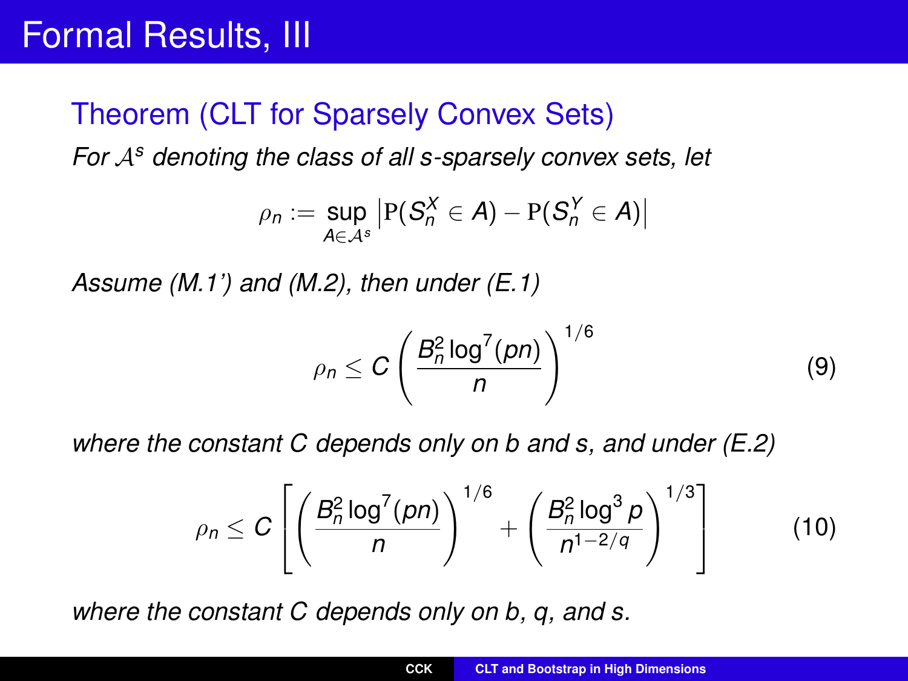# Formal Results, III

## Theorem (CLT for Sparsely Convex Sets)

*For $\mathcal{A}^s$ denoting the class of all s-sparsely convex sets, let*

$$\rho_n := \sup_{A \in \mathcal{A}^s} \left| \mathrm{P}(S_n^X \in A) - \mathrm{P}(S_n^Y \in A) \right|$$

*Assume (M.1') and (M.2), then under (E.1)*

$$\rho_n \leq C \left( \frac{B_n^2 \log^7(pn)}{n} \right)^{1/6} \tag{9}$$

*where the constant C depends only on b and s, and under (E.2)*

$$\rho_n \leq C \left[ \left( \frac{B_n^2 \log^7(pn)}{n} \right)^{1/6} + \left( \frac{B_n^2 \log^3 p}{n^{1-2/q}} \right)^{1/3} \right] \tag{10}$$

*where the constant C depends only on b, q, and s.*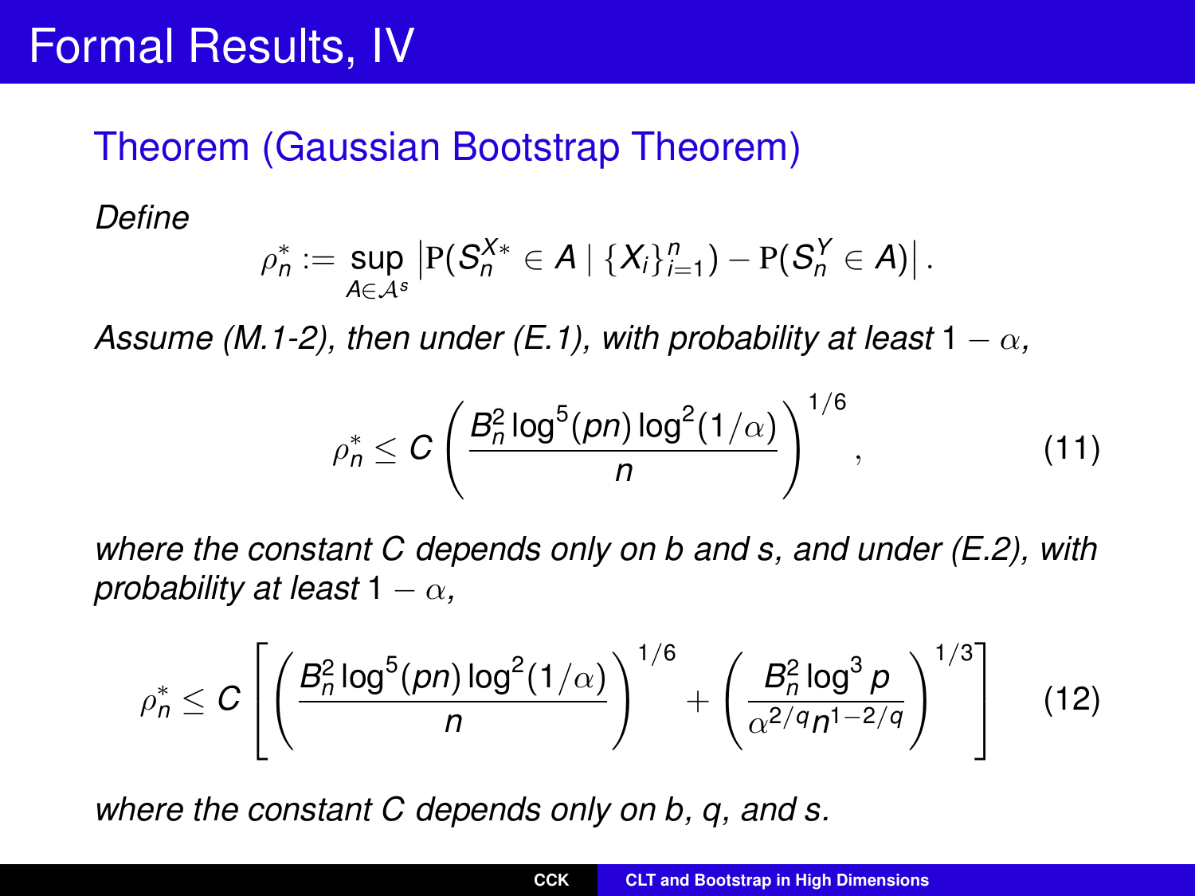# Formal Results, IV

## Theorem (Gaussian Bootstrap Theorem)

*Define*

$$\rho_n^* := \sup_{A \in \mathcal{A}^s} \left| \mathrm{P}(S_n^{X*} \in A \mid \{X_i\}_{i=1}^n) - \mathrm{P}(S_n^Y \in A) \right| .$$

*Assume (M.1-2), then under (E.1), with probability at least* $1 - \alpha$*,*

$$\rho_n^* \leq C \left( \frac{B_n^2 \log^5(pn) \log^2(1/\alpha)}{n} \right)^{1/6}, \tag{11}$$

*where the constant C depends only on b and s, and under (E.2), with probability at least* $1 - \alpha$*,*

$$\rho_n^* \leq C \left[ \left( \frac{B_n^2 \log^5(pn) \log^2(1/\alpha)}{n} \right)^{1/6} + \left( \frac{B_n^2 \log^3 p}{\alpha^{2/q} n^{1-2/q}} \right)^{1/3} \right] \tag{12}$$

*where the constant C depends only on b, q, and s.*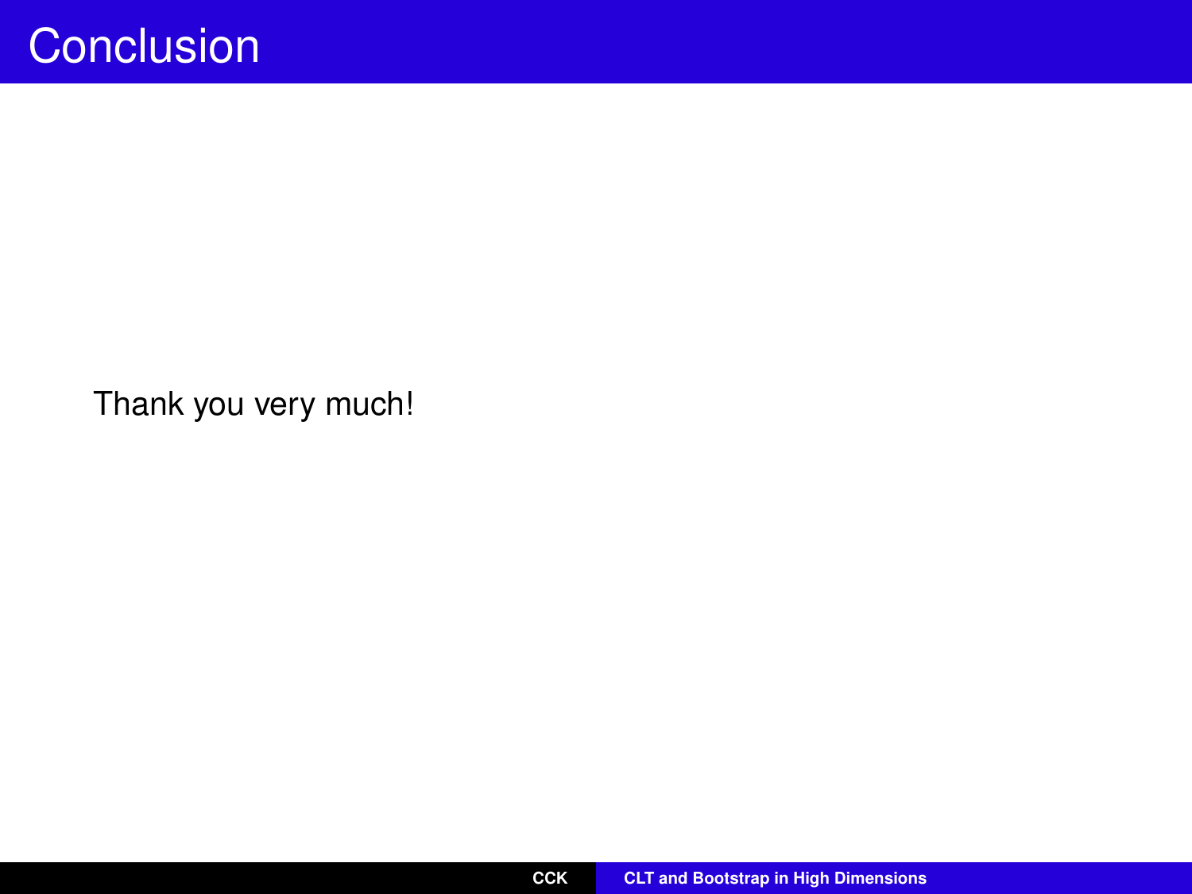# Conclusion

Thank you very much!